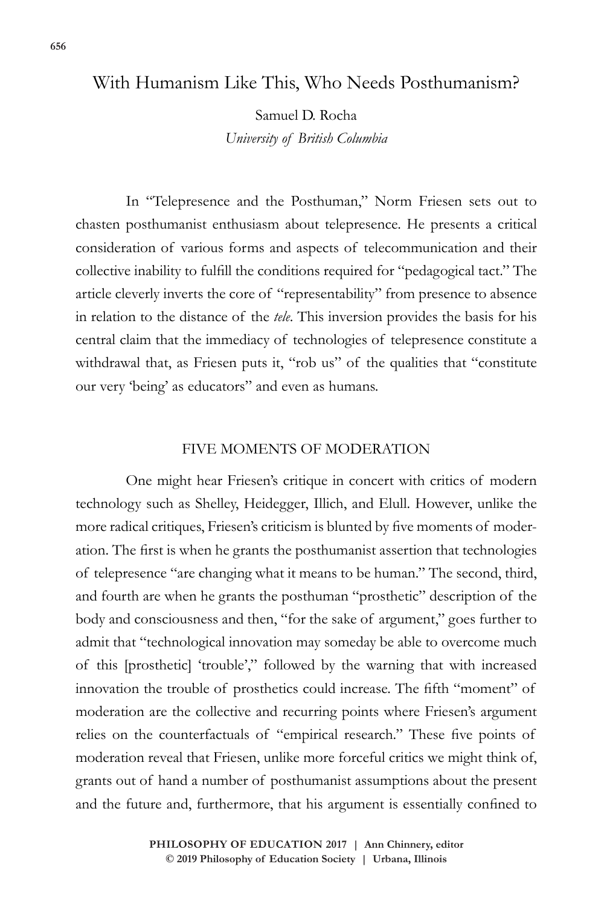# With Humanism Like This, Who Needs Posthumanism?

Samuel D. Rocha
*University of British Columbia*

In "Telepresence and the Posthuman," Norm Friesen sets out to chasten posthumanist enthusiasm about telepresence. He presents a critical consideration of various forms and aspects of telecommunication and their collective inability to fulfill the conditions required for "pedagogical tact." The article cleverly inverts the core of "representability" from presence to absence in relation to the distance of the *tele*. This inversion provides the basis for his central claim that the immediacy of technologies of telepresence constitute a withdrawal that, as Friesen puts it, "rob us" of the qualities that "constitute our very 'being' as educators" and even as humans.

## FIVE MOMENTS OF MODERATION

One might hear Friesen's critique in concert with critics of modern technology such as Shelley, Heidegger, Illich, and Elull. However, unlike the more radical critiques, Friesen's criticism is blunted by five moments of moderation. The first is when he grants the posthumanist assertion that technologies of telepresence "are changing what it means to be human." The second, third, and fourth are when he grants the posthuman "prosthetic" description of the body and consciousness and then, "for the sake of argument," goes further to admit that "technological innovation may someday be able to overcome much of this [prosthetic] 'trouble'," followed by the warning that with increased innovation the trouble of prosthetics could increase. The fifth "moment" of moderation are the collective and recurring points where Friesen's argument relies on the counterfactuals of "empirical research." These five points of moderation reveal that Friesen, unlike more forceful critics we might think of, grants out of hand a number of posthumanist assumptions about the present and the future and, furthermore, that his argument is essentially confined to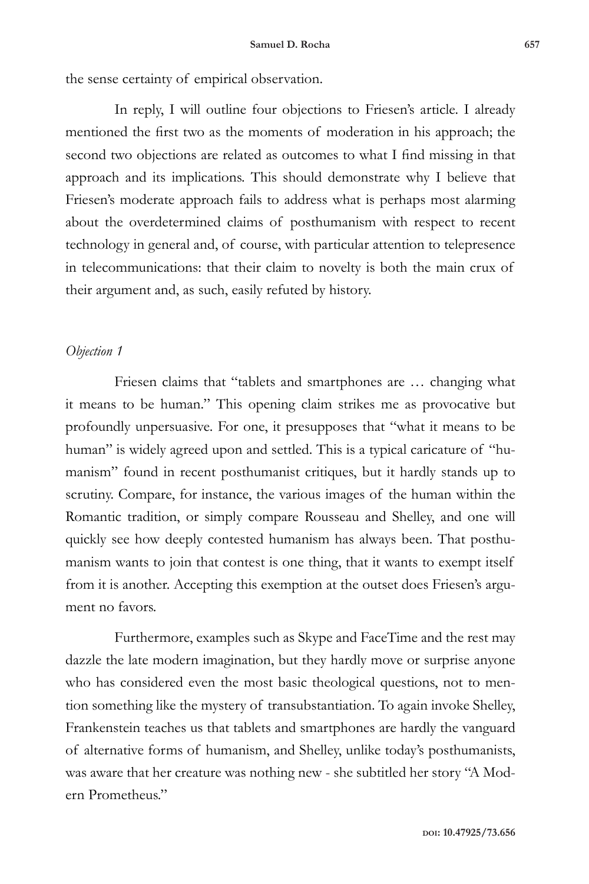the sense certainty of empirical observation.

In reply, I will outline four objections to Friesen's article. I already mentioned the first two as the moments of moderation in his approach; the second two objections are related as outcomes to what I find missing in that approach and its implications. This should demonstrate why I believe that Friesen's moderate approach fails to address what is perhaps most alarming about the overdetermined claims of posthumanism with respect to recent technology in general and, of course, with particular attention to telepresence in telecommunications: that their claim to novelty is both the main crux of their argument and, as such, easily refuted by history.

*Objection 1*

Friesen claims that "tablets and smartphones are … changing what it means to be human." This opening claim strikes me as provocative but profoundly unpersuasive. For one, it presupposes that "what it means to be human" is widely agreed upon and settled. This is a typical caricature of "humanism" found in recent posthumanist critiques, but it hardly stands up to scrutiny. Compare, for instance, the various images of the human within the Romantic tradition, or simply compare Rousseau and Shelley, and one will quickly see how deeply contested humanism has always been. That posthumanism wants to join that contest is one thing, that it wants to exempt itself from it is another. Accepting this exemption at the outset does Friesen's argument no favors.

Furthermore, examples such as Skype and FaceTime and the rest may dazzle the late modern imagination, but they hardly move or surprise anyone who has considered even the most basic theological questions, not to mention something like the mystery of transubstantiation. To again invoke Shelley, Frankenstein teaches us that tablets and smartphones are hardly the vanguard of alternative forms of humanism, and Shelley, unlike today's posthumanists, was aware that her creature was nothing new - she subtitled her story "A Modern Prometheus."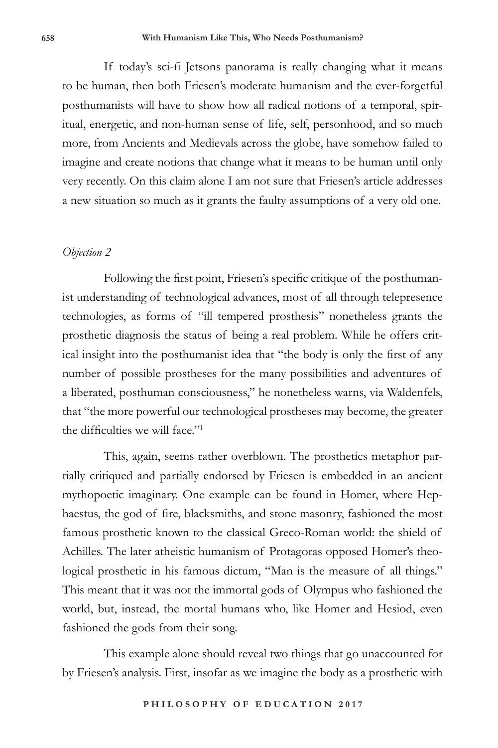If today's sci-fi Jetsons panorama is really changing what it means to be human, then both Friesen's moderate humanism and the ever-forgetful posthumanists will have to show how all radical notions of a temporal, spiritual, energetic, and non-human sense of life, self, personhood, and so much more, from Ancients and Medievals across the globe, have somehow failed to imagine and create notions that change what it means to be human until only very recently. On this claim alone I am not sure that Friesen's article addresses a new situation so much as it grants the faulty assumptions of a very old one.

*Objection 2*

Following the first point, Friesen's specific critique of the posthumanist understanding of technological advances, most of all through telepresence technologies, as forms of "ill tempered prosthesis" nonetheless grants the prosthetic diagnosis the status of being a real problem. While he offers critical insight into the posthumanist idea that "the body is only the first of any number of possible prostheses for the many possibilities and adventures of a liberated, posthuman consciousness," he nonetheless warns, via Waldenfels, that "the more powerful our technological prostheses may become, the greater the difficulties we will face."[1]

This, again, seems rather overblown. The prosthetics metaphor partially critiqued and partially endorsed by Friesen is embedded in an ancient mythopoetic imaginary. One example can be found in Homer, where Hephaestus, the god of fire, blacksmiths, and stone masonry, fashioned the most famous prosthetic known to the classical Greco-Roman world: the shield of Achilles. The later atheistic humanism of Protagoras opposed Homer's theological prosthetic in his famous dictum, "Man is the measure of all things." This meant that it was not the immortal gods of Olympus who fashioned the world, but, instead, the mortal humans who, like Homer and Hesiod, even fashioned the gods from their song.

This example alone should reveal two things that go unaccounted for by Friesen's analysis. First, insofar as we imagine the body as a prosthetic with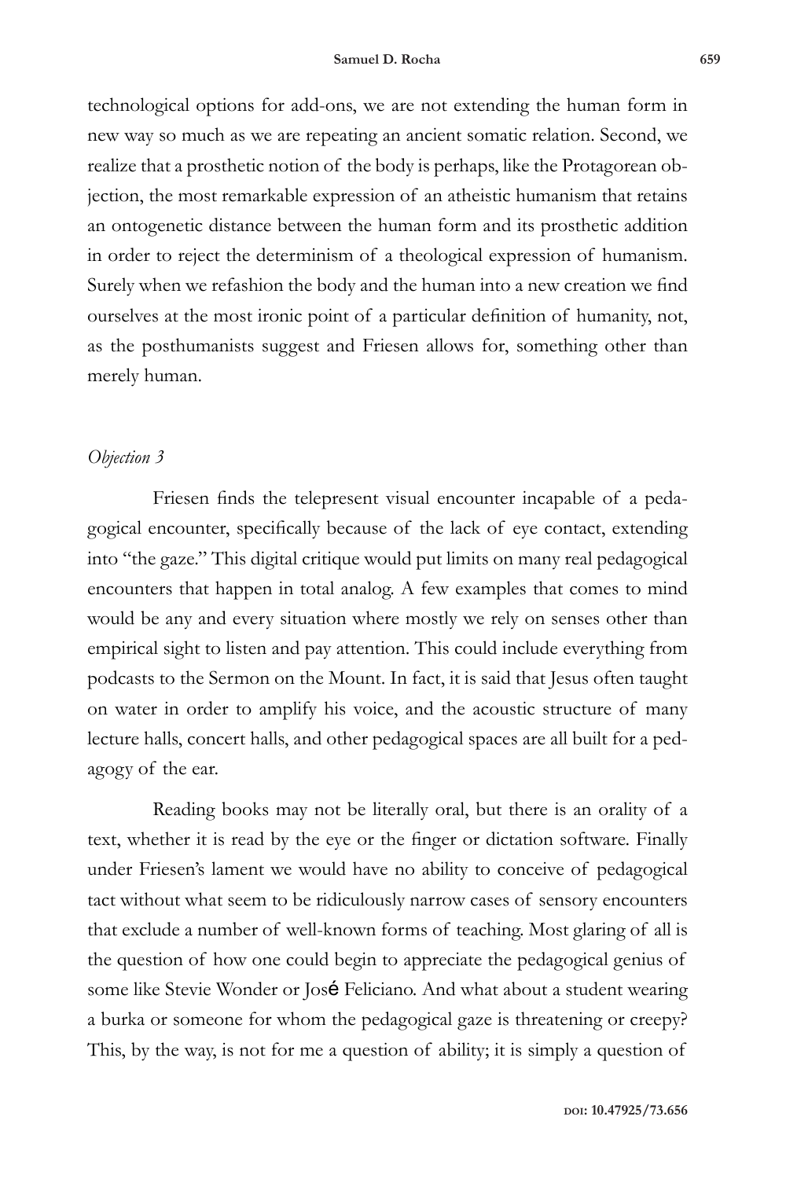technological options for add-ons, we are not extending the human form in new way so much as we are repeating an ancient somatic relation. Second, we realize that a prosthetic notion of the body is perhaps, like the Protagorean objection, the most remarkable expression of an atheistic humanism that retains an ontogenetic distance between the human form and its prosthetic addition in order to reject the determinism of a theological expression of humanism. Surely when we refashion the body and the human into a new creation we find ourselves at the most ironic point of a particular definition of humanity, not, as the posthumanists suggest and Friesen allows for, something other than merely human.

*Objection 3*

Friesen finds the telepresent visual encounter incapable of a pedagogical encounter, specifically because of the lack of eye contact, extending into "the gaze." This digital critique would put limits on many real pedagogical encounters that happen in total analog. A few examples that comes to mind would be any and every situation where mostly we rely on senses other than empirical sight to listen and pay attention. This could include everything from podcasts to the Sermon on the Mount. In fact, it is said that Jesus often taught on water in order to amplify his voice, and the acoustic structure of many lecture halls, concert halls, and other pedagogical spaces are all built for a pedagogy of the ear.

Reading books may not be literally oral, but there is an orality of a text, whether it is read by the eye or the finger or dictation software. Finally under Friesen's lament we would have no ability to conceive of pedagogical tact without what seem to be ridiculously narrow cases of sensory encounters that exclude a number of well-known forms of teaching. Most glaring of all is the question of how one could begin to appreciate the pedagogical genius of some like Stevie Wonder or José Feliciano. And what about a student wearing a burka or someone for whom the pedagogical gaze is threatening or creepy? This, by the way, is not for me a question of ability; it is simply a question of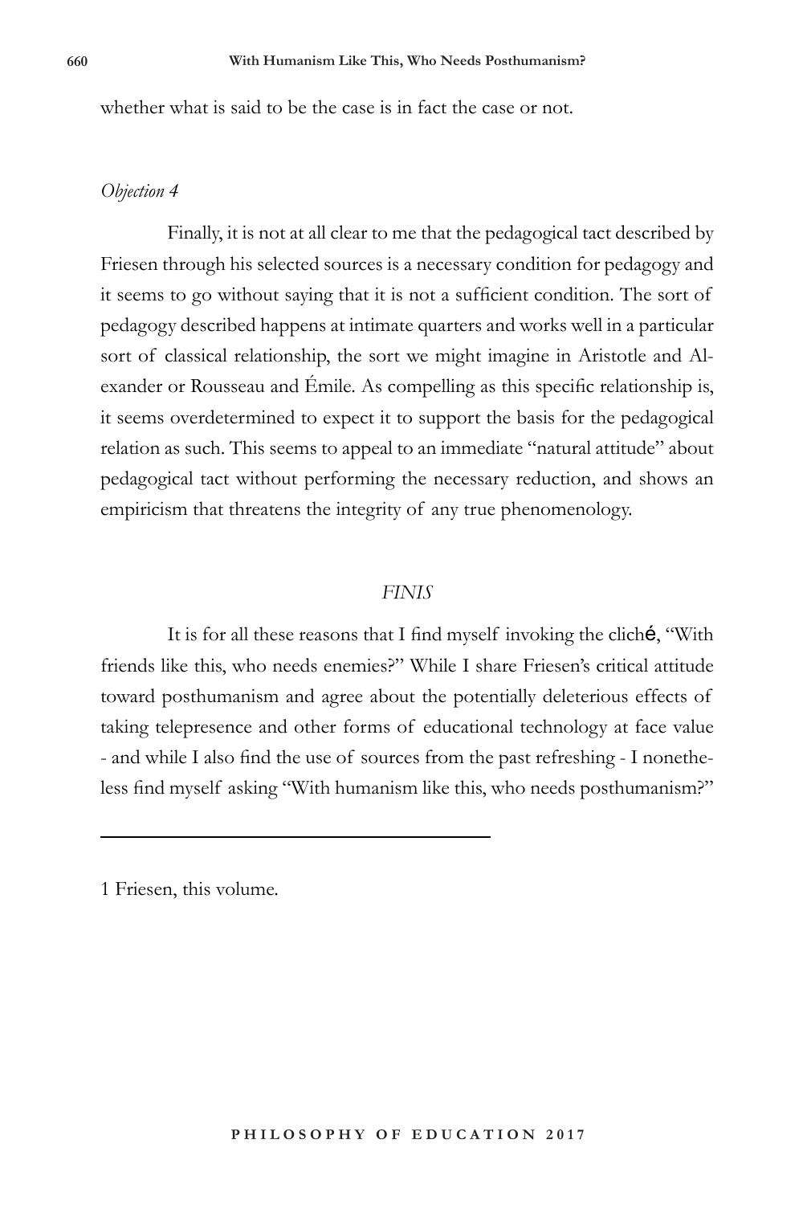whether what is said to be the case is in fact the case or not.

*Objection 4*

Finally, it is not at all clear to me that the pedagogical tact described by Friesen through his selected sources is a necessary condition for pedagogy and it seems to go without saying that it is not a sufficient condition. The sort of pedagogy described happens at intimate quarters and works well in a particular sort of classical relationship, the sort we might imagine in Aristotle and Alexander or Rousseau and Émile. As compelling as this specific relationship is, it seems overdetermined to expect it to support the basis for the pedagogical relation as such. This seems to appeal to an immediate "natural attitude" about pedagogical tact without performing the necessary reduction, and shows an empiricism that threatens the integrity of any true phenomenology.

## *FINIS*

It is for all these reasons that I find myself invoking the cliché, "With friends like this, who needs enemies?" While I share Friesen's critical attitude toward posthumanism and agree about the potentially deleterious effects of taking telepresence and other forms of educational technology at face value - and while I also find the use of sources from the past refreshing - I nonetheless find myself asking "With humanism like this, who needs posthumanism?"

---

1 Friesen, this volume.